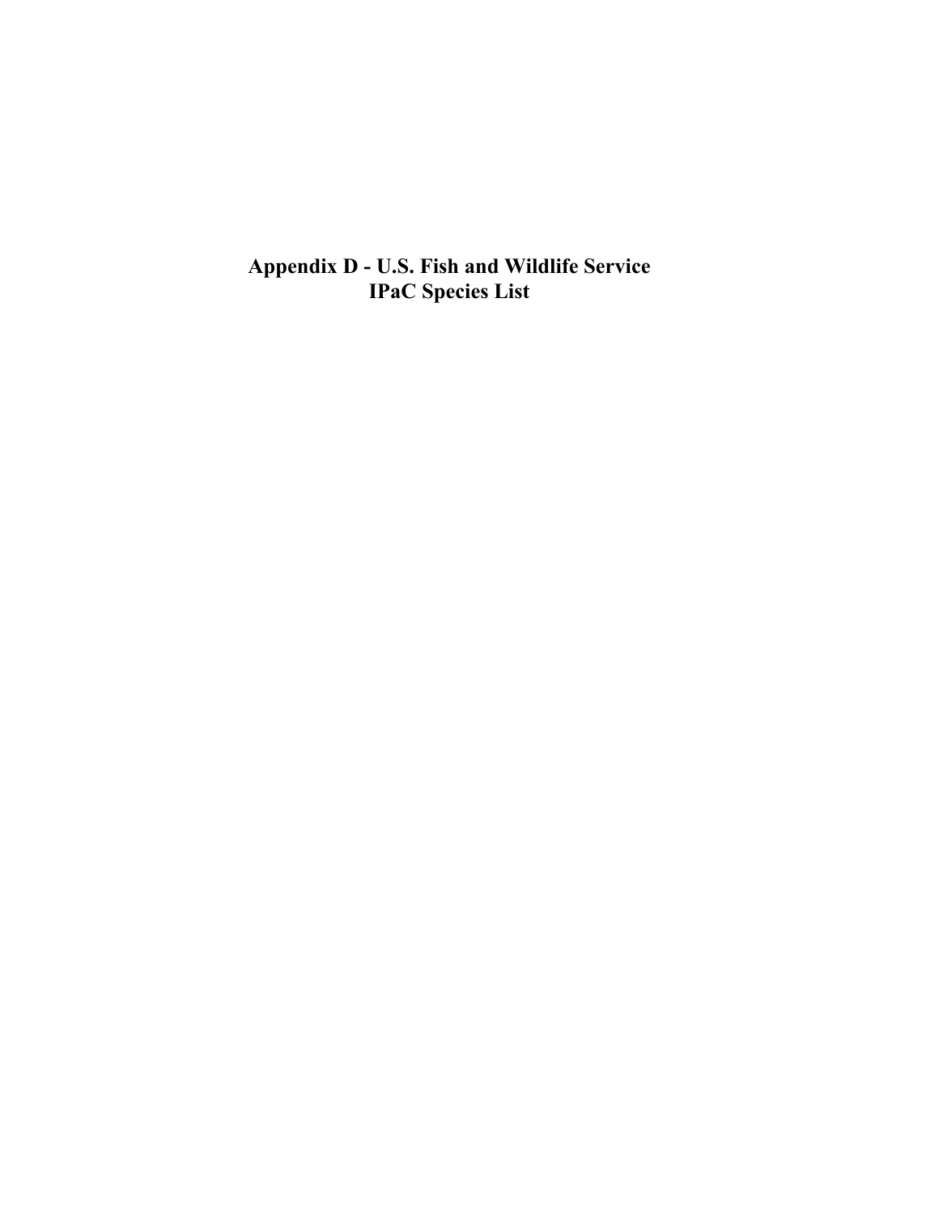# Appendix D - U.S. Fish and Wildlife Service IPaC Species List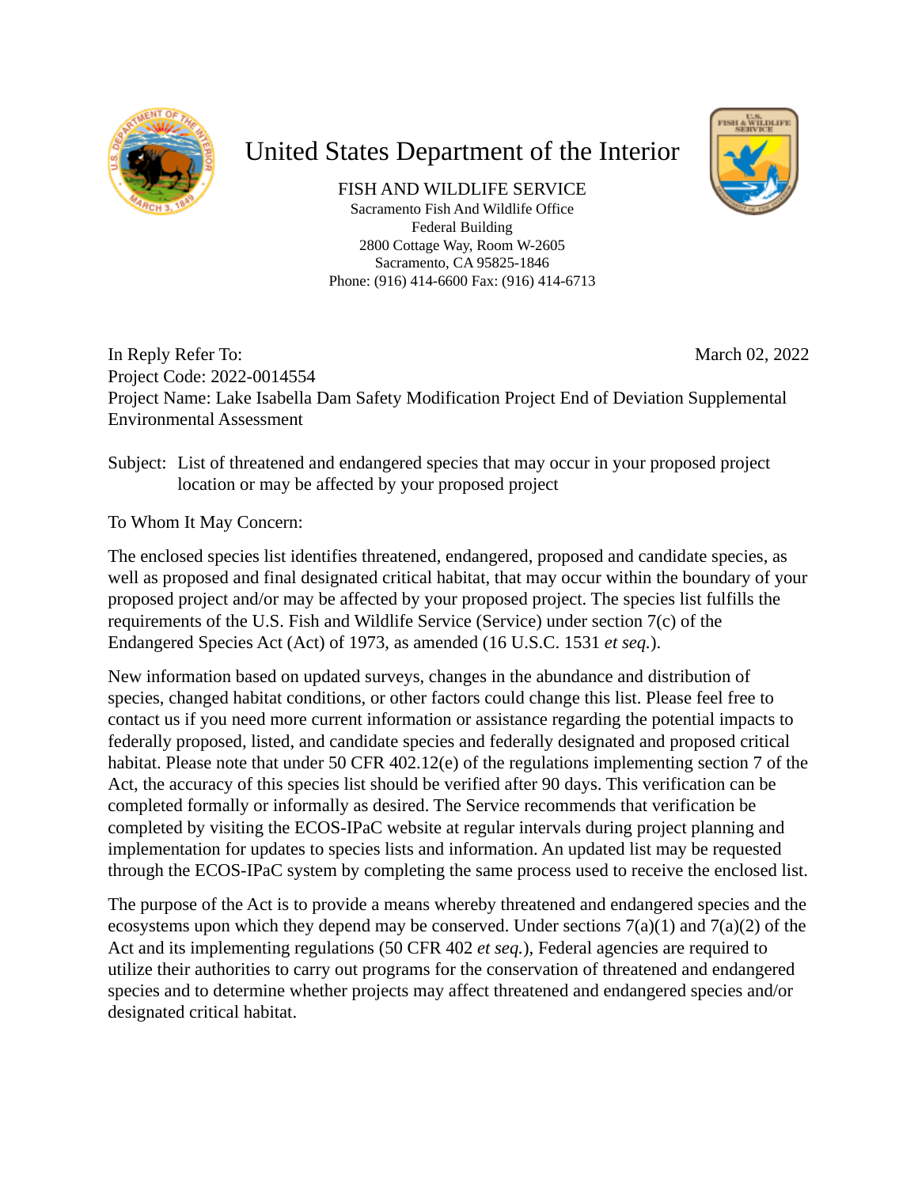# United States Department of the Interior

FISH AND WILDLIFE SERVICE
Sacramento Fish And Wildlife Office
Federal Building
2800 Cottage Way, Room W-2605
Sacramento, CA 95825-1846
Phone: (916) 414-6600 Fax: (916) 414-6713

In Reply Refer To: March 02, 2022
Project Code: 2022-0014554
Project Name: Lake Isabella Dam Safety Modification Project End of Deviation Supplemental Environmental Assessment

Subject: List of threatened and endangered species that may occur in your proposed project location or may be affected by your proposed project

To Whom It May Concern:

The enclosed species list identifies threatened, endangered, proposed and candidate species, as well as proposed and final designated critical habitat, that may occur within the boundary of your proposed project and/or may be affected by your proposed project. The species list fulfills the requirements of the U.S. Fish and Wildlife Service (Service) under section 7(c) of the Endangered Species Act (Act) of 1973, as amended (16 U.S.C. 1531 *et seq.*).

New information based on updated surveys, changes in the abundance and distribution of species, changed habitat conditions, or other factors could change this list. Please feel free to contact us if you need more current information or assistance regarding the potential impacts to federally proposed, listed, and candidate species and federally designated and proposed critical habitat. Please note that under 50 CFR 402.12(e) of the regulations implementing section 7 of the Act, the accuracy of this species list should be verified after 90 days. This verification can be completed formally or informally as desired. The Service recommends that verification be completed by visiting the ECOS-IPaC website at regular intervals during project planning and implementation for updates to species lists and information. An updated list may be requested through the ECOS-IPaC system by completing the same process used to receive the enclosed list.

The purpose of the Act is to provide a means whereby threatened and endangered species and the ecosystems upon which they depend may be conserved. Under sections 7(a)(1) and 7(a)(2) of the Act and its implementing regulations (50 CFR 402 *et seq.*), Federal agencies are required to utilize their authorities to carry out programs for the conservation of threatened and endangered species and to determine whether projects may affect threatened and endangered species and/or designated critical habitat.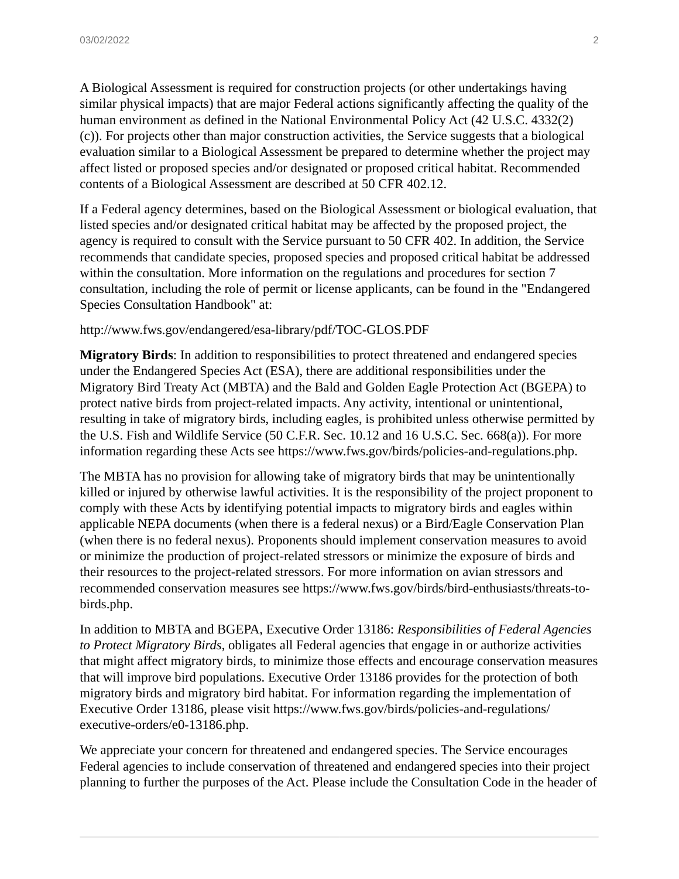A Biological Assessment is required for construction projects (or other undertakings having similar physical impacts) that are major Federal actions significantly affecting the quality of the human environment as defined in the National Environmental Policy Act (42 U.S.C. 4332(2)(c)). For projects other than major construction activities, the Service suggests that a biological evaluation similar to a Biological Assessment be prepared to determine whether the project may affect listed or proposed species and/or designated or proposed critical habitat. Recommended contents of a Biological Assessment are described at 50 CFR 402.12.

If a Federal agency determines, based on the Biological Assessment or biological evaluation, that listed species and/or designated critical habitat may be affected by the proposed project, the agency is required to consult with the Service pursuant to 50 CFR 402. In addition, the Service recommends that candidate species, proposed species and proposed critical habitat be addressed within the consultation. More information on the regulations and procedures for section 7 consultation, including the role of permit or license applicants, can be found in the "Endangered Species Consultation Handbook" at:

http://www.fws.gov/endangered/esa-library/pdf/TOC-GLOS.PDF

**Migratory Birds**: In addition to responsibilities to protect threatened and endangered species under the Endangered Species Act (ESA), there are additional responsibilities under the Migratory Bird Treaty Act (MBTA) and the Bald and Golden Eagle Protection Act (BGEPA) to protect native birds from project-related impacts. Any activity, intentional or unintentional, resulting in take of migratory birds, including eagles, is prohibited unless otherwise permitted by the U.S. Fish and Wildlife Service (50 C.F.R. Sec. 10.12 and 16 U.S.C. Sec. 668(a)). For more information regarding these Acts see https://www.fws.gov/birds/policies-and-regulations.php.

The MBTA has no provision for allowing take of migratory birds that may be unintentionally killed or injured by otherwise lawful activities. It is the responsibility of the project proponent to comply with these Acts by identifying potential impacts to migratory birds and eagles within applicable NEPA documents (when there is a federal nexus) or a Bird/Eagle Conservation Plan (when there is no federal nexus). Proponents should implement conservation measures to avoid or minimize the production of project-related stressors or minimize the exposure of birds and their resources to the project-related stressors. For more information on avian stressors and recommended conservation measures see https://www.fws.gov/birds/bird-enthusiasts/threats-to-birds.php.

In addition to MBTA and BGEPA, Executive Order 13186: *Responsibilities of Federal Agencies to Protect Migratory Birds*, obligates all Federal agencies that engage in or authorize activities that might affect migratory birds, to minimize those effects and encourage conservation measures that will improve bird populations. Executive Order 13186 provides for the protection of both migratory birds and migratory bird habitat. For information regarding the implementation of Executive Order 13186, please visit https://www.fws.gov/birds/policies-and-regulations/executive-orders/e0-13186.php.

We appreciate your concern for threatened and endangered species. The Service encourages Federal agencies to include conservation of threatened and endangered species into their project planning to further the purposes of the Act. Please include the Consultation Code in the header of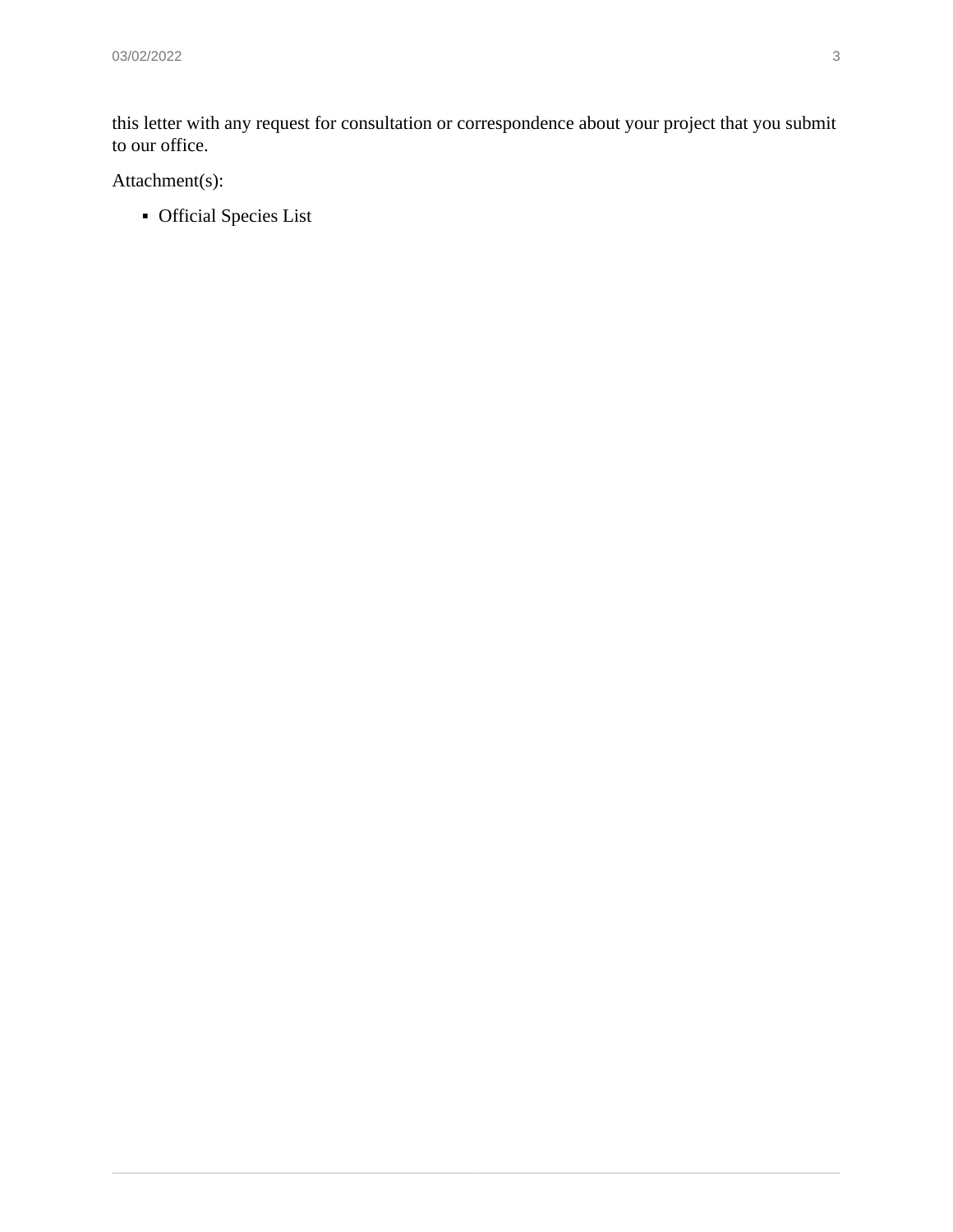this letter with any request for consultation or correspondence about your project that you submit to our office.

Attachment(s):

- Official Species List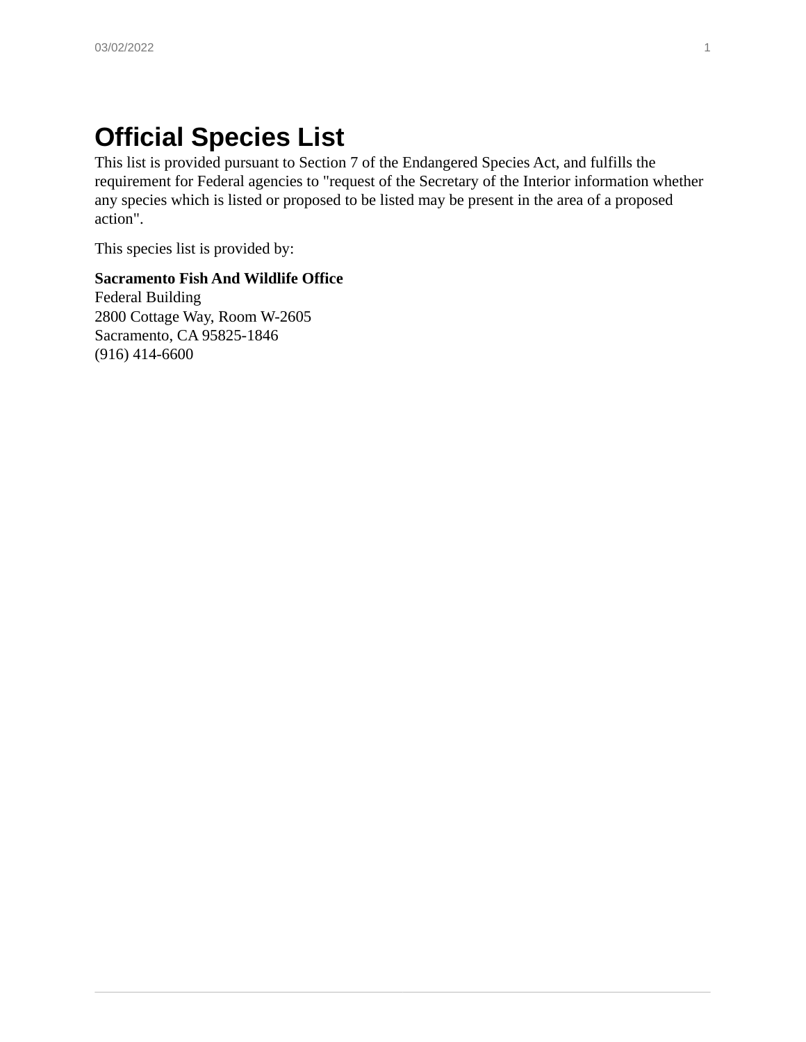# Official Species List

This list is provided pursuant to Section 7 of the Endangered Species Act, and fulfills the requirement for Federal agencies to "request of the Secretary of the Interior information whether any species which is listed or proposed to be listed may be present in the area of a proposed action".

This species list is provided by:

**Sacramento Fish And Wildlife Office**
Federal Building
2800 Cottage Way, Room W-2605
Sacramento, CA 95825-1846
(916) 414-6600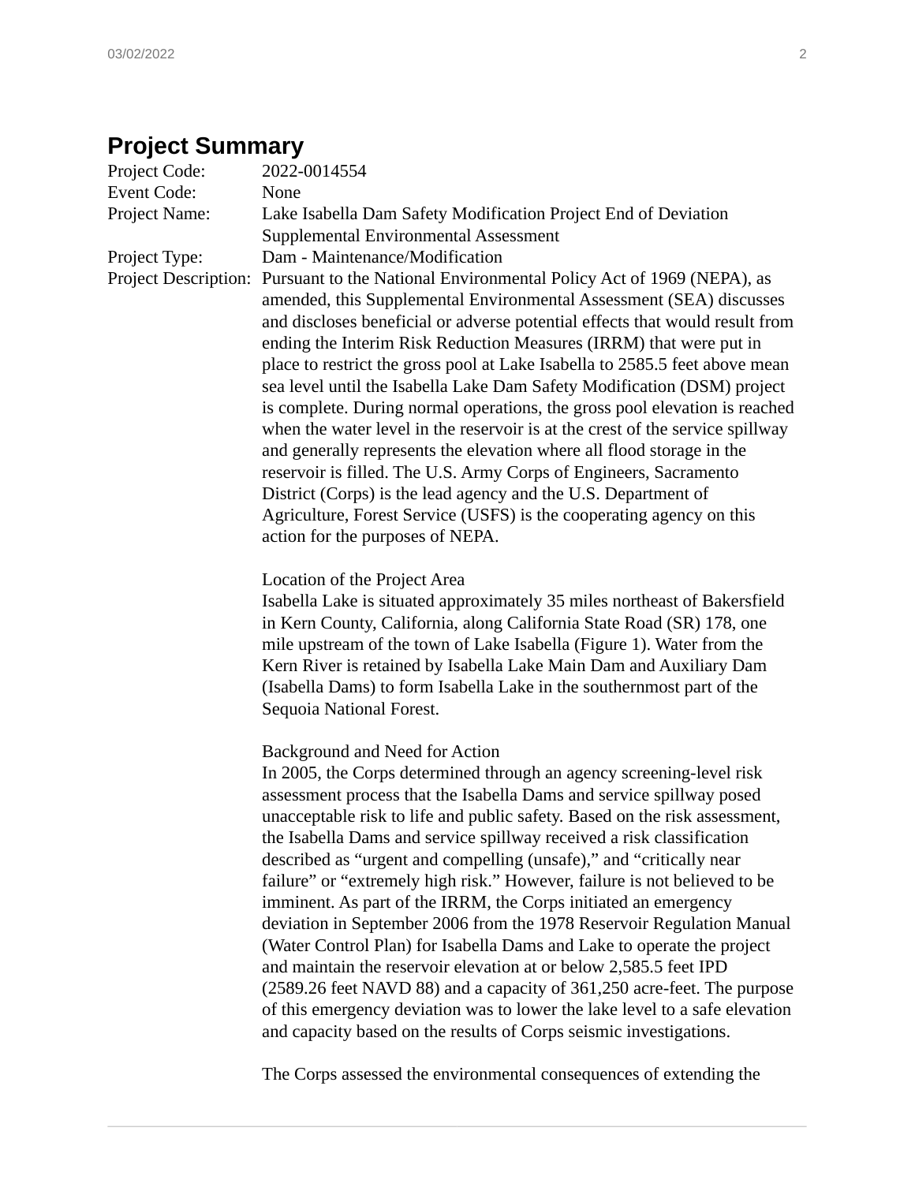## Project Summary

Project Code: 2022-0014554

Event Code: None

Project Name: Lake Isabella Dam Safety Modification Project End of Deviation Supplemental Environmental Assessment

Project Type: Dam - Maintenance/Modification

Project Description: Pursuant to the National Environmental Policy Act of 1969 (NEPA), as amended, this Supplemental Environmental Assessment (SEA) discusses and discloses beneficial or adverse potential effects that would result from ending the Interim Risk Reduction Measures (IRRM) that were put in place to restrict the gross pool at Lake Isabella to 2585.5 feet above mean sea level until the Isabella Lake Dam Safety Modification (DSM) project is complete. During normal operations, the gross pool elevation is reached when the water level in the reservoir is at the crest of the service spillway and generally represents the elevation where all flood storage in the reservoir is filled. The U.S. Army Corps of Engineers, Sacramento District (Corps) is the lead agency and the U.S. Department of Agriculture, Forest Service (USFS) is the cooperating agency on this action for the purposes of NEPA.

Location of the Project Area

Isabella Lake is situated approximately 35 miles northeast of Bakersfield in Kern County, California, along California State Road (SR) 178, one mile upstream of the town of Lake Isabella (Figure 1). Water from the Kern River is retained by Isabella Lake Main Dam and Auxiliary Dam (Isabella Dams) to form Isabella Lake in the southernmost part of the Sequoia National Forest.

Background and Need for Action

In 2005, the Corps determined through an agency screening-level risk assessment process that the Isabella Dams and service spillway posed unacceptable risk to life and public safety. Based on the risk assessment, the Isabella Dams and service spillway received a risk classification described as “urgent and compelling (unsafe),” and “critically near failure” or “extremely high risk.” However, failure is not believed to be imminent. As part of the IRRM, the Corps initiated an emergency deviation in September 2006 from the 1978 Reservoir Regulation Manual (Water Control Plan) for Isabella Dams and Lake to operate the project and maintain the reservoir elevation at or below 2,585.5 feet IPD (2589.26 feet NAVD 88) and a capacity of 361,250 acre-feet. The purpose of this emergency deviation was to lower the lake level to a safe elevation and capacity based on the results of Corps seismic investigations.

The Corps assessed the environmental consequences of extending the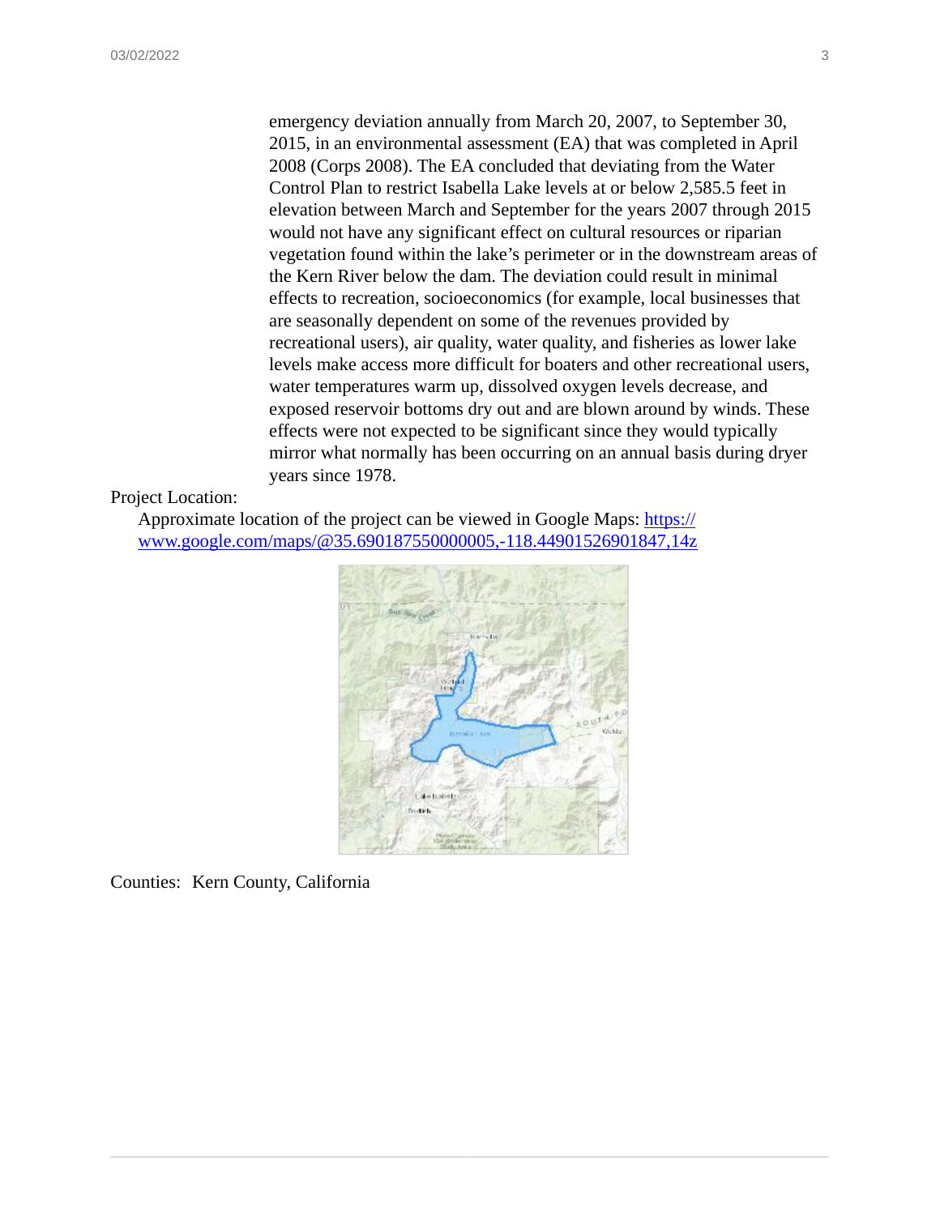emergency deviation annually from March 20, 2007, to September 30, 2015, in an environmental assessment (EA) that was completed in April 2008 (Corps 2008). The EA concluded that deviating from the Water Control Plan to restrict Isabella Lake levels at or below 2,585.5 feet in elevation between March and September for the years 2007 through 2015 would not have any significant effect on cultural resources or riparian vegetation found within the lake's perimeter or in the downstream areas of the Kern River below the dam. The deviation could result in minimal effects to recreation, socioeconomics (for example, local businesses that are seasonally dependent on some of the revenues provided by recreational users), air quality, water quality, and fisheries as lower lake levels make access more difficult for boaters and other recreational users, water temperatures warm up, dissolved oxygen levels decrease, and exposed reservoir bottoms dry out and are blown around by winds. These effects were not expected to be significant since they would typically mirror what normally has been occurring on an annual basis during dryer years since 1978.

Project Location:

Approximate location of the project can be viewed in Google Maps: https://www.google.com/maps/@35.690187550000005,-118.44901526901847,14z

Counties: Kern County, California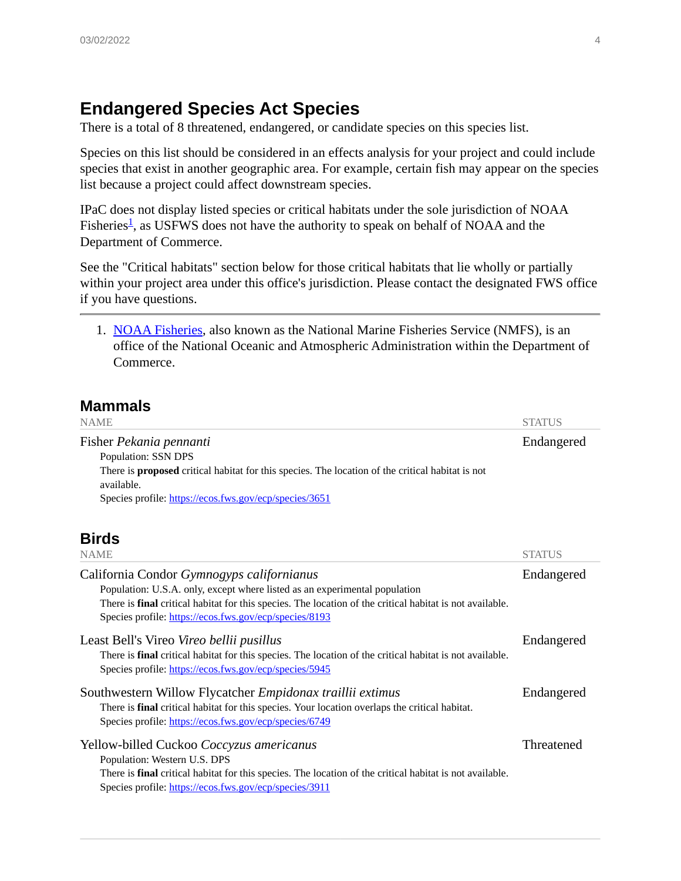# Endangered Species Act Species

There is a total of 8 threatened, endangered, or candidate species on this species list.

Species on this list should be considered in an effects analysis for your project and could include species that exist in another geographic area. For example, certain fish may appear on the species list because a project could affect downstream species.

IPaC does not display listed species or critical habitats under the sole jurisdiction of NOAA Fisheries[1], as USFWS does not have the authority to speak on behalf of NOAA and the Department of Commerce.

See the "Critical habitats" section below for those critical habitats that lie wholly or partially within your project area under this office's jurisdiction. Please contact the designated FWS office if you have questions.

---

1. NOAA Fisheries, also known as the National Marine Fisheries Service (NMFS), is an office of the National Oceanic and Atmospheric Administration within the Department of Commerce.

## Mammals

| NAME | STATUS |
|---|---|
| Fisher *Pekania pennanti*<br>Population: SSN DPS<br>There is **proposed** critical habitat for this species. The location of the critical habitat is not available.<br>Species profile: https://ecos.fws.gov/ecp/species/3651 | Endangered |

## Birds

| NAME | STATUS |
|---|---|
| California Condor *Gymnogyps californianus*<br>Population: U.S.A. only, except where listed as an experimental population<br>There is **final** critical habitat for this species. The location of the critical habitat is not available.<br>Species profile: https://ecos.fws.gov/ecp/species/8193 | Endangered |
| Least Bell's Vireo *Vireo bellii pusillus*<br>There is **final** critical habitat for this species. The location of the critical habitat is not available.<br>Species profile: https://ecos.fws.gov/ecp/species/5945 | Endangered |
| Southwestern Willow Flycatcher *Empidonax traillii extimus*<br>There is **final** critical habitat for this species. Your location overlaps the critical habitat.<br>Species profile: https://ecos.fws.gov/ecp/species/6749 | Endangered |
| Yellow-billed Cuckoo *Coccyzus americanus*<br>Population: Western U.S. DPS<br>There is **final** critical habitat for this species. The location of the critical habitat is not available.<br>Species profile: https://ecos.fws.gov/ecp/species/3911 | Threatened |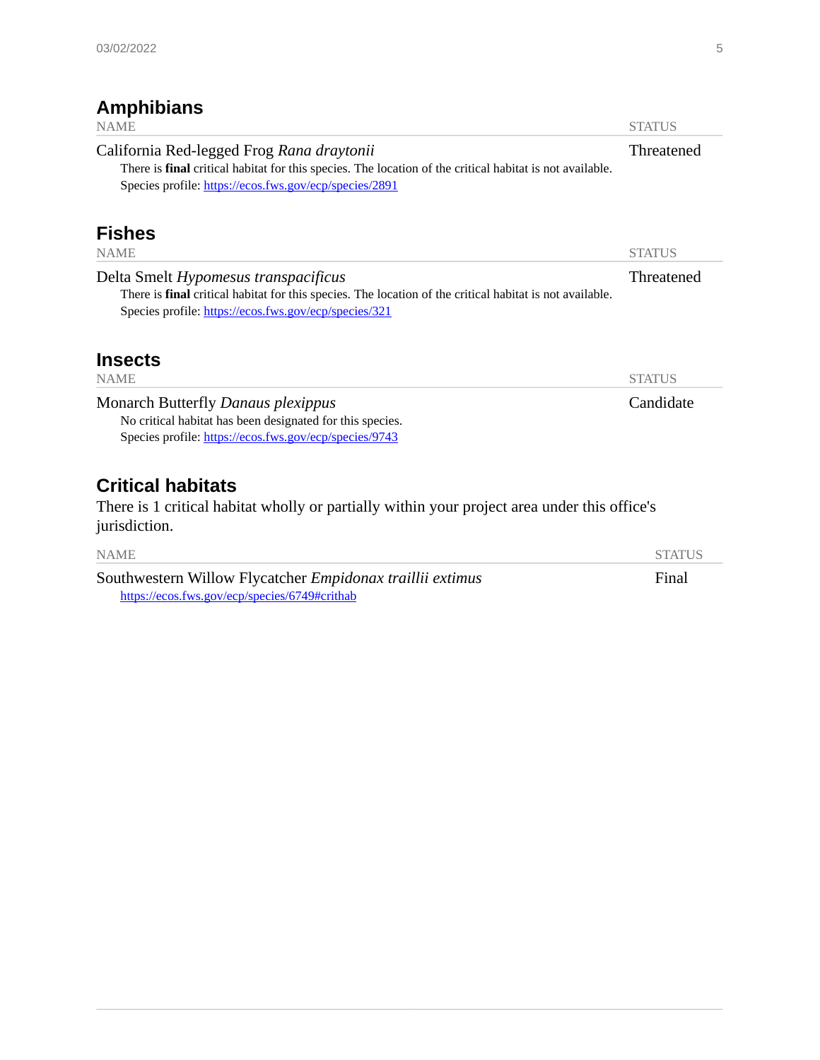## Amphibians

| NAME | STATUS |
|---|---|
| California Red-legged Frog *Rana draytonii*<br>There is **final** critical habitat for this species. The location of the critical habitat is not available.<br>Species profile: https://ecos.fws.gov/ecp/species/2891 | Threatened |

## Fishes

| NAME | STATUS |
|---|---|
| Delta Smelt *Hypomesus transpacificus*<br>There is **final** critical habitat for this species. The location of the critical habitat is not available.<br>Species profile: https://ecos.fws.gov/ecp/species/321 | Threatened |

## Insects

| NAME | STATUS |
|---|---|
| Monarch Butterfly *Danaus plexippus*<br>No critical habitat has been designated for this species.<br>Species profile: https://ecos.fws.gov/ecp/species/9743 | Candidate |

## Critical habitats

There is 1 critical habitat wholly or partially within your project area under this office's jurisdiction.

| NAME | STATUS |
|---|---|
| Southwestern Willow Flycatcher *Empidonax traillii extimus*<br>https://ecos.fws.gov/ecp/species/6749#crithab | Final |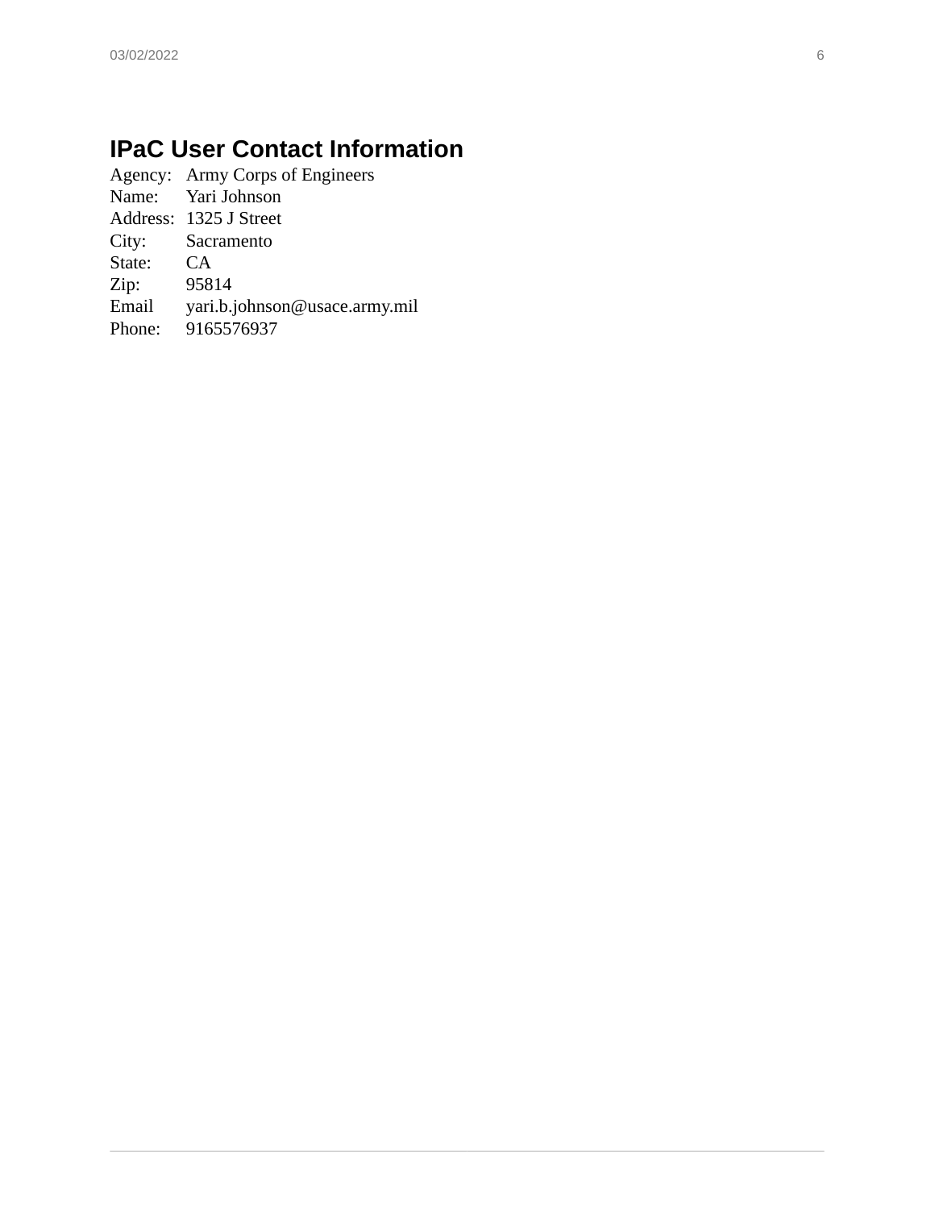## IPaC User Contact Information

| | |
|---|---|
| Agency: | Army Corps of Engineers |
| Name: | Yari Johnson |
| Address: | 1325 J Street |
| City: | Sacramento |
| State: | CA |
| Zip: | 95814 |
| Email | yari.b.johnson@usace.army.mil |
| Phone: | 9165576937 |